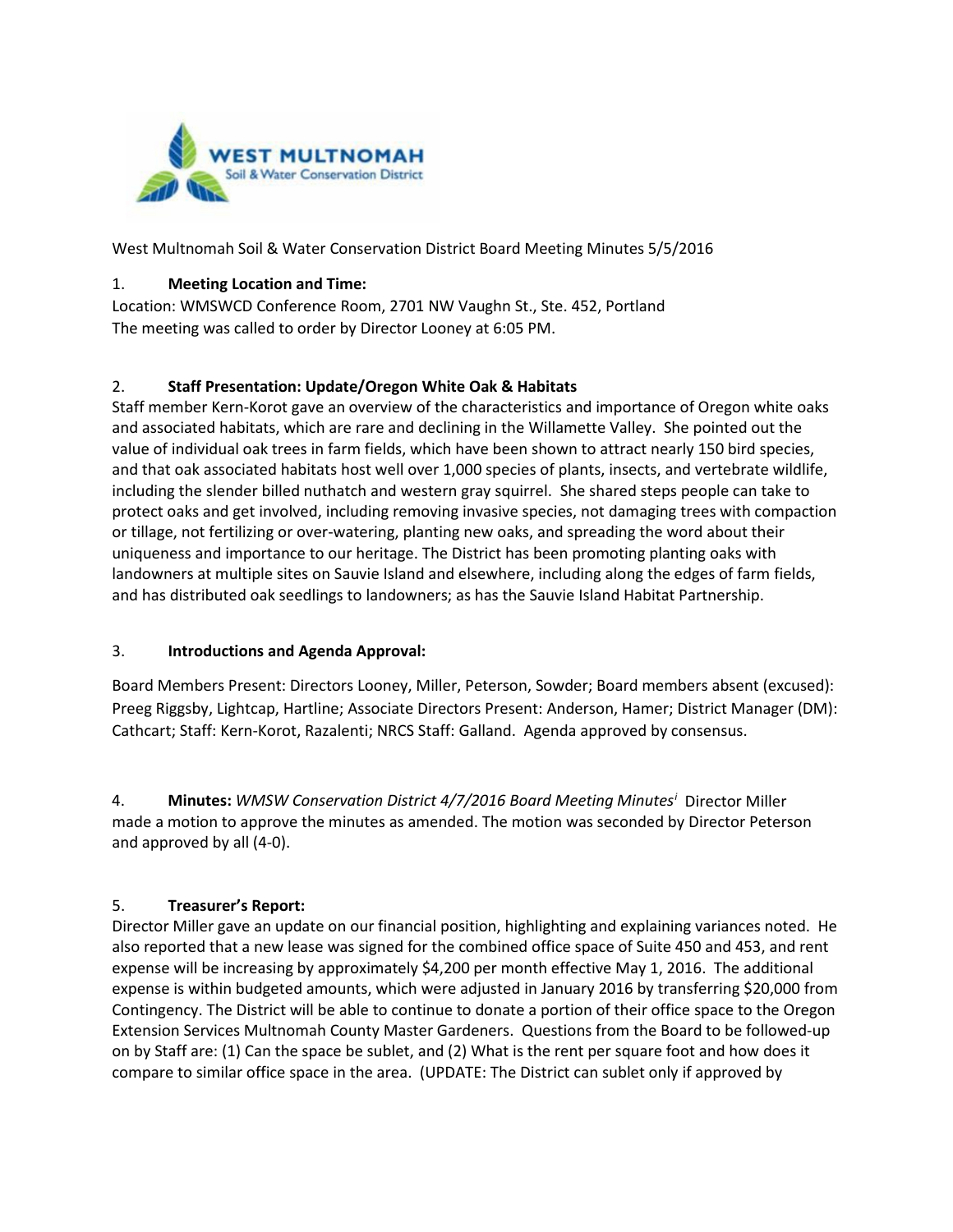West Multnomah Soil & Water Conservation District Board Meeting Minutes 5/5/2016

1. **Meeting Location and Time:**

Location: WMSWCD Conference Room, 2701 NW Vaughn St., Ste. 452, Portland
The meeting was called to order by Director Looney at 6:05 PM.

2. **Staff Presentation: Update/Oregon White Oak & Habitats**

Staff member Kern-Korot gave an overview of the characteristics and importance of Oregon white oaks and associated habitats, which are rare and declining in the Willamette Valley. She pointed out the value of individual oak trees in farm fields, which have been shown to attract nearly 150 bird species, and that oak associated habitats host well over 1,000 species of plants, insects, and vertebrate wildlife, including the slender billed nuthatch and western gray squirrel. She shared steps people can take to protect oaks and get involved, including removing invasive species, not damaging trees with compaction or tillage, not fertilizing or over-watering, planting new oaks, and spreading the word about their uniqueness and importance to our heritage. The District has been promoting planting oaks with landowners at multiple sites on Sauvie Island and elsewhere, including along the edges of farm fields, and has distributed oak seedlings to landowners; as has the Sauvie Island Habitat Partnership.

3. **Introductions and Agenda Approval:**

Board Members Present: Directors Looney, Miller, Peterson, Sowder; Board members absent (excused): Preeg Riggsby, Lightcap, Hartline; Associate Directors Present: Anderson, Hamer; District Manager (DM): Cathcart; Staff: Kern-Korot, Razalenti; NRCS Staff: Galland. Agenda approved by consensus.

4. **Minutes:** *WMSW Conservation District 4/7/2016 Board Meeting Minutes*[i] Director Miller made a motion to approve the minutes as amended. The motion was seconded by Director Peterson and approved by all (4-0).

5. **Treasurer's Report:**

Director Miller gave an update on our financial position, highlighting and explaining variances noted. He also reported that a new lease was signed for the combined office space of Suite 450 and 453, and rent expense will be increasing by approximately $4,200 per month effective May 1, 2016. The additional expense is within budgeted amounts, which were adjusted in January 2016 by transferring $20,000 from Contingency. The District will be able to continue to donate a portion of their office space to the Oregon Extension Services Multnomah County Master Gardeners. Questions from the Board to be followed-up on by Staff are: (1) Can the space be sublet, and (2) What is the rent per square foot and how does it compare to similar office space in the area. (UPDATE: The District can sublet only if approved by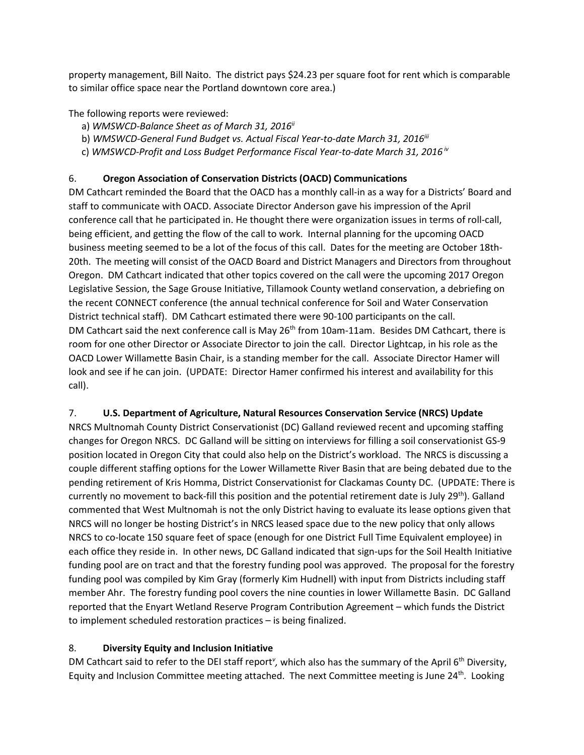property management, Bill Naito. The district pays $24.23 per square foot for rent which is comparable to similar office space near the Portland downtown core area.)

The following reports were reviewed:

a) *WMSWCD-Balance Sheet as of March 31, 2016*[ii]
b) *WMSWCD-General Fund Budget vs. Actual Fiscal Year-to-date March 31, 2016*[iii]
c) *WMSWCD-Profit and Loss Budget Performance Fiscal Year-to-date March 31, 2016*[iv]

6. **Oregon Association of Conservation Districts (OACD) Communications**

DM Cathcart reminded the Board that the OACD has a monthly call-in as a way for a Districts' Board and staff to communicate with OACD. Associate Director Anderson gave his impression of the April conference call that he participated in. He thought there were organization issues in terms of roll-call, being efficient, and getting the flow of the call to work. Internal planning for the upcoming OACD business meeting seemed to be a lot of the focus of this call. Dates for the meeting are October 18th-20th. The meeting will consist of the OACD Board and District Managers and Directors from throughout Oregon. DM Cathcart indicated that other topics covered on the call were the upcoming 2017 Oregon Legislative Session, the Sage Grouse Initiative, Tillamook County wetland conservation, a debriefing on the recent CONNECT conference (the annual technical conference for Soil and Water Conservation District technical staff). DM Cathcart estimated there were 90-100 participants on the call. DM Cathcart said the next conference call is May 26th from 10am-11am. Besides DM Cathcart, there is room for one other Director or Associate Director to join the call. Director Lightcap, in his role as the OACD Lower Willamette Basin Chair, is a standing member for the call. Associate Director Hamer will look and see if he can join. (UPDATE: Director Hamer confirmed his interest and availability for this call).

7. **U.S. Department of Agriculture, Natural Resources Conservation Service (NRCS) Update**

NRCS Multnomah County District Conservationist (DC) Galland reviewed recent and upcoming staffing changes for Oregon NRCS. DC Galland will be sitting on interviews for filling a soil conservationist GS-9 position located in Oregon City that could also help on the District's workload. The NRCS is discussing a couple different staffing options for the Lower Willamette River Basin that are being debated due to the pending retirement of Kris Homma, District Conservationist for Clackamas County DC. (UPDATE: There is currently no movement to back-fill this position and the potential retirement date is July 29th). Galland commented that West Multnomah is not the only District having to evaluate its lease options given that NRCS will no longer be hosting District's in NRCS leased space due to the new policy that only allows NRCS to co-locate 150 square feet of space (enough for one District Full Time Equivalent employee) in each office they reside in. In other news, DC Galland indicated that sign-ups for the Soil Health Initiative funding pool are on tract and that the forestry funding pool was approved. The proposal for the forestry funding pool was compiled by Kim Gray (formerly Kim Hudnell) with input from Districts including staff member Ahr. The forestry funding pool covers the nine counties in lower Willamette Basin. DC Galland reported that the Enyart Wetland Reserve Program Contribution Agreement – which funds the District to implement scheduled restoration practices – is being finalized.

8. **Diversity Equity and Inclusion Initiative**

DM Cathcart said to refer to the DEI staff report[v], which also has the summary of the April 6th Diversity, Equity and Inclusion Committee meeting attached. The next Committee meeting is June 24th. Looking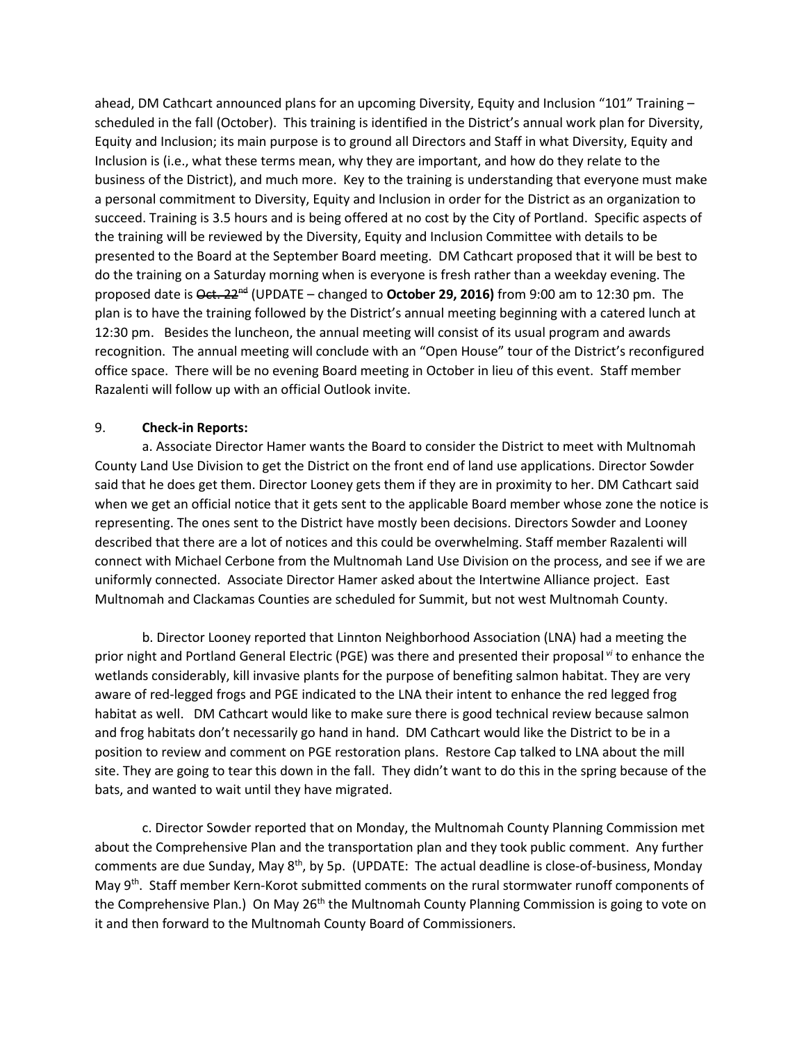ahead, DM Cathcart announced plans for an upcoming Diversity, Equity and Inclusion "101" Training – scheduled in the fall (October). This training is identified in the District's annual work plan for Diversity, Equity and Inclusion; its main purpose is to ground all Directors and Staff in what Diversity, Equity and Inclusion is (i.e., what these terms mean, why they are important, and how do they relate to the business of the District), and much more. Key to the training is understanding that everyone must make a personal commitment to Diversity, Equity and Inclusion in order for the District as an organization to succeed. Training is 3.5 hours and is being offered at no cost by the City of Portland. Specific aspects of the training will be reviewed by the Diversity, Equity and Inclusion Committee with details to be presented to the Board at the September Board meeting. DM Cathcart proposed that it will be best to do the training on a Saturday morning when is everyone is fresh rather than a weekday evening. The proposed date is ~~Oct. 22nd~~ (UPDATE – changed to **October 29, 2016)** from 9:00 am to 12:30 pm. The plan is to have the training followed by the District's annual meeting beginning with a catered lunch at 12:30 pm. Besides the luncheon, the annual meeting will consist of its usual program and awards recognition. The annual meeting will conclude with an "Open House" tour of the District's reconfigured office space. There will be no evening Board meeting in October in lieu of this event. Staff member Razalenti will follow up with an official Outlook invite.

9. **Check-in Reports:**

a. Associate Director Hamer wants the Board to consider the District to meet with Multnomah County Land Use Division to get the District on the front end of land use applications. Director Sowder said that he does get them. Director Looney gets them if they are in proximity to her. DM Cathcart said when we get an official notice that it gets sent to the applicable Board member whose zone the notice is representing. The ones sent to the District have mostly been decisions. Directors Sowder and Looney described that there are a lot of notices and this could be overwhelming. Staff member Razalenti will connect with Michael Cerbone from the Multnomah Land Use Division on the process, and see if we are uniformly connected. Associate Director Hamer asked about the Intertwine Alliance project. East Multnomah and Clackamas Counties are scheduled for Summit, but not west Multnomah County.

b. Director Looney reported that Linnton Neighborhood Association (LNA) had a meeting the prior night and Portland General Electric (PGE) was there and presented their proposal [vi] to enhance the wetlands considerably, kill invasive plants for the purpose of benefiting salmon habitat. They are very aware of red-legged frogs and PGE indicated to the LNA their intent to enhance the red legged frog habitat as well. DM Cathcart would like to make sure there is good technical review because salmon and frog habitats don't necessarily go hand in hand. DM Cathcart would like the District to be in a position to review and comment on PGE restoration plans. Restore Cap talked to LNA about the mill site. They are going to tear this down in the fall. They didn't want to do this in the spring because of the bats, and wanted to wait until they have migrated.

c. Director Sowder reported that on Monday, the Multnomah County Planning Commission met about the Comprehensive Plan and the transportation plan and they took public comment. Any further comments are due Sunday, May 8th, by 5p. (UPDATE: The actual deadline is close-of-business, Monday May 9th. Staff member Kern-Korot submitted comments on the rural stormwater runoff components of the Comprehensive Plan.) On May 26th the Multnomah County Planning Commission is going to vote on it and then forward to the Multnomah County Board of Commissioners.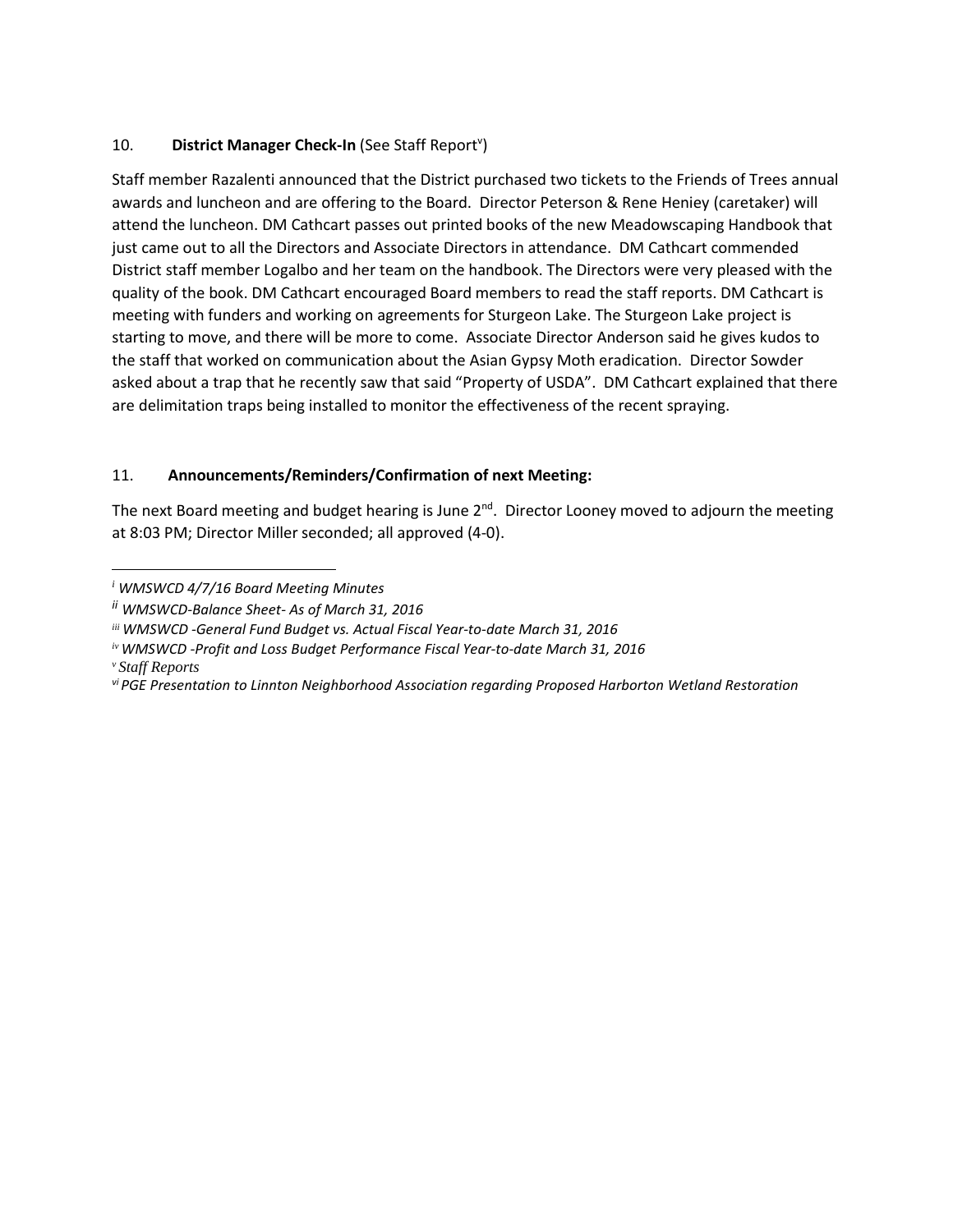10. **District Manager Check-In** (See Staff Report[v])

Staff member Razalenti announced that the District purchased two tickets to the Friends of Trees annual awards and luncheon and are offering to the Board. Director Peterson & Rene Heniey (caretaker) will attend the luncheon. DM Cathcart passes out printed books of the new Meadowscaping Handbook that just came out to all the Directors and Associate Directors in attendance. DM Cathcart commended District staff member Logalbo and her team on the handbook. The Directors were very pleased with the quality of the book. DM Cathcart encouraged Board members to read the staff reports. DM Cathcart is meeting with funders and working on agreements for Sturgeon Lake. The Sturgeon Lake project is starting to move, and there will be more to come. Associate Director Anderson said he gives kudos to the staff that worked on communication about the Asian Gypsy Moth eradication. Director Sowder asked about a trap that he recently saw that said "Property of USDA". DM Cathcart explained that there are delimitation traps being installed to monitor the effectiveness of the recent spraying.

11. **Announcements/Reminders/Confirmation of next Meeting:**

The next Board meeting and budget hearing is June 2nd. Director Looney moved to adjourn the meeting at 8:03 PM; Director Miller seconded; all approved (4-0).

---

[i] *WMSWCD 4/7/16 Board Meeting Minutes*

[ii] *WMSWCD-Balance Sheet- As of March 31, 2016*

[iii] *WMSWCD -General Fund Budget vs. Actual Fiscal Year-to-date March 31, 2016*

[iv] *WMSWCD -Profit and Loss Budget Performance Fiscal Year-to-date March 31, 2016*

[v] *Staff Reports*

[vi] *PGE Presentation to Linnton Neighborhood Association regarding Proposed Harborton Wetland Restoration*